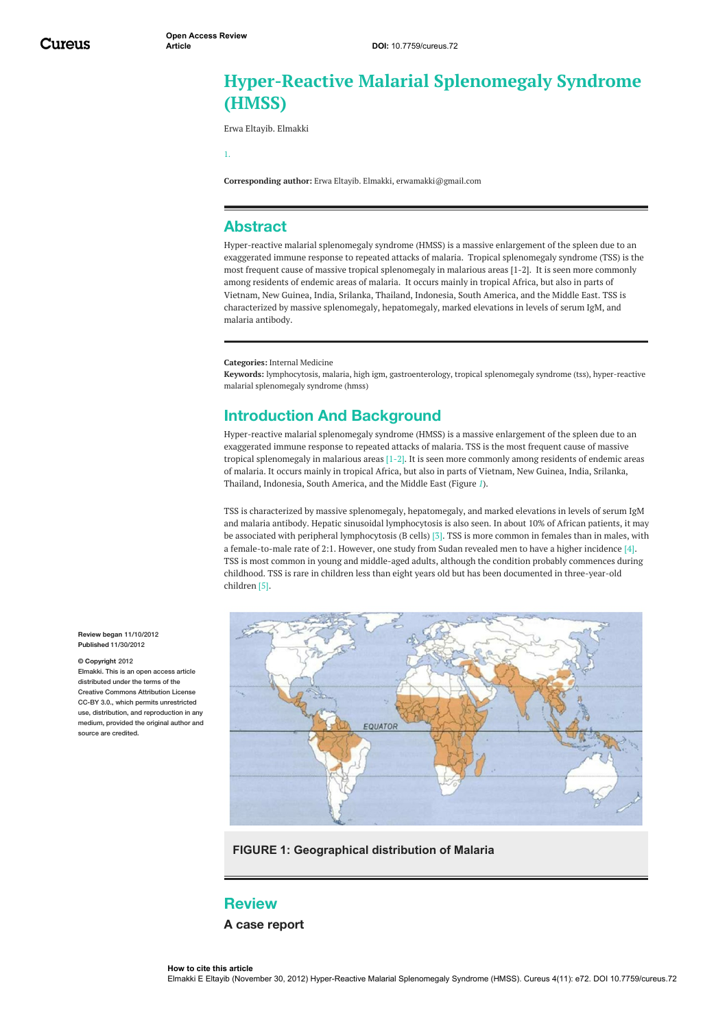Open Access Review Article

DOI: 10.7759/cureus.72

# Hyper-Reactive Malarial Splenomegaly Syndrome (HMSS)

Erwa Eltayib. Elmakki

1.

**Corresponding author:** Erwa Eltayib. Elmakki, erwamakki@gmail.com

## Abstract

Hyper-reactive malarial splenomegaly syndrome (HMSS) is a massive enlargement of the spleen due to an exaggerated immune response to repeated attacks of malaria. Tropical splenomegaly syndrome (TSS) is the most frequent cause of massive tropical splenomegaly in malarious areas [1-2]. It is seen more commonly among residents of endemic areas of malaria. It occurs mainly in tropical Africa, but also in parts of Vietnam, New Guinea, India, Srilanka, Thailand, Indonesia, South America, and the Middle East. TSS is characterized by massive splenomegaly, hepatomegaly, marked elevations in levels of serum IgM, and malaria antibody.

**Categories:** Internal Medicine
**Keywords:** lymphocytosis, malaria, high igm, gastroenterology, tropical splenomegaly syndrome (tss), hyper-reactive malarial splenomegaly syndrome (hmss)

## Introduction And Background

Hyper-reactive malarial splenomegaly syndrome (HMSS) is a massive enlargement of the spleen due to an exaggerated immune response to repeated attacks of malaria. TSS is the most frequent cause of massive tropical splenomegaly in malarious areas [1-2]. It is seen more commonly among residents of endemic areas of malaria. It occurs mainly in tropical Africa, but also in parts of Vietnam, New Guinea, India, Srilanka, Thailand, Indonesia, South America, and the Middle East (Figure 1).

TSS is characterized by massive splenomegaly, hepatomegaly, and marked elevations in levels of serum IgM and malaria antibody. Hepatic sinusoidal lymphocytosis is also seen. In about 10% of African patients, it may be associated with peripheral lymphocytosis (B cells) [3]. TSS is more common in females than in males, with a female-to-male rate of 2:1. However, one study from Sudan revealed men to have a higher incidence [4]. TSS is most common in young and middle-aged adults, although the condition probably commences during childhood. TSS is rare in children less than eight years old but has been documented in three-year-old children [5].

Review began 11/10/2012
Published 11/30/2012

© Copyright 2012
Elmakki. This is an open access article distributed under the terms of the Creative Commons Attribution License CC-BY 3.0., which permits unrestricted use, distribution, and reproduction in any medium, provided the original author and source are credited.

EQUATOR

FIGURE 1: Geographical distribution of Malaria

## Review

### A case report

How to cite this article
Elmakki E Eltayib (November 30, 2012) Hyper-Reactive Malarial Splenomegaly Syndrome (HMSS). Cureus 4(11): e72. DOI 10.7759/cureus.72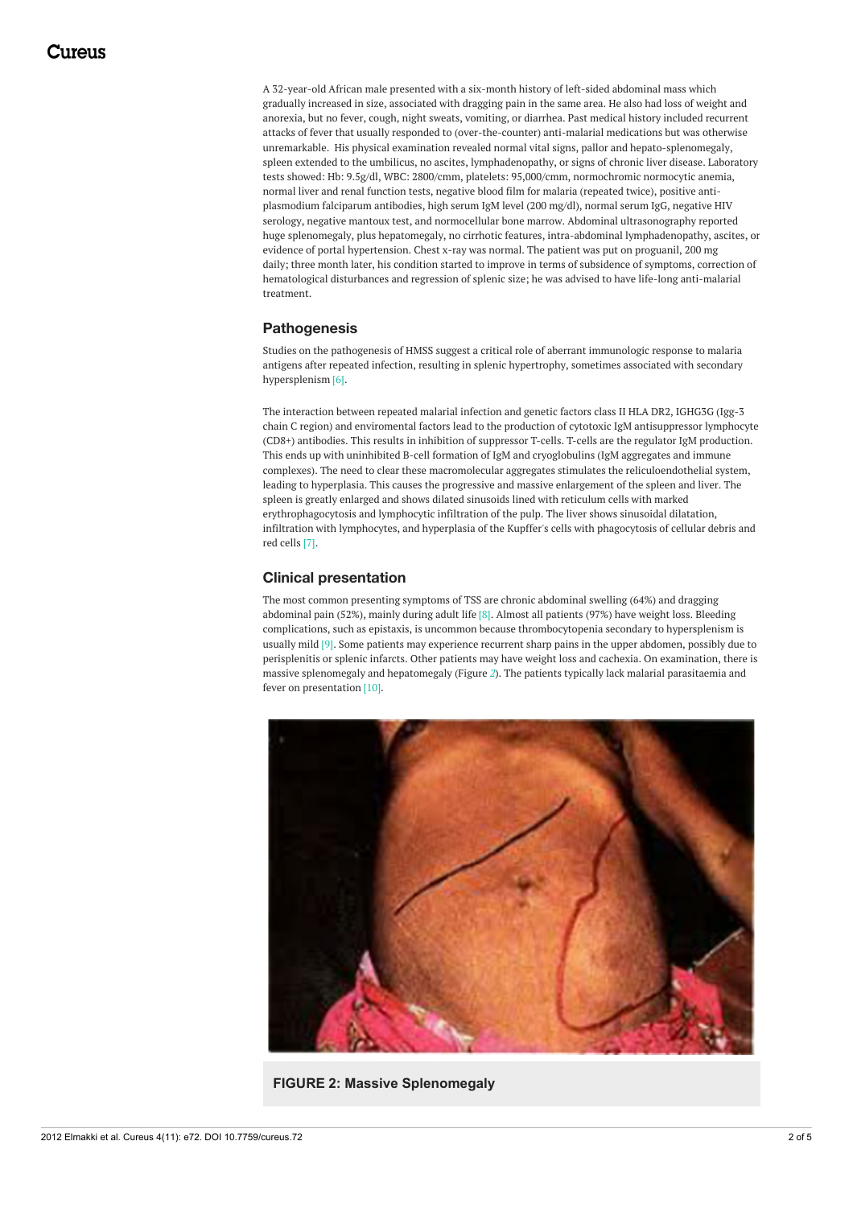A 32-year-old African male presented with a six-month history of left-sided abdominal mass which gradually increased in size, associated with dragging pain in the same area. He also had loss of weight and anorexia, but no fever, cough, night sweats, vomiting, or diarrhea. Past medical history included recurrent attacks of fever that usually responded to (over-the-counter) anti-malarial medications but was otherwise unremarkable. His physical examination revealed normal vital signs, pallor and hepato-splenomegaly, spleen extended to the umbilicus, no ascites, lymphadenopathy, or signs of chronic liver disease. Laboratory tests showed: Hb: 9.5g/dl, WBC: 2800/cmm, platelets: 95,000/cmm, normochromic normocytic anemia, normal liver and renal function tests, negative blood film for malaria (repeated twice), positive anti-plasmodium falciparum antibodies, high serum IgM level (200 mg/dl), normal serum IgG, negative HIV serology, negative mantoux test, and normocellular bone marrow. Abdominal ultrasonography reported huge splenomegaly, plus hepatomegaly, no cirrhotic features, intra-abdominal lymphadenopathy, ascites, or evidence of portal hypertension. Chest x-ray was normal. The patient was put on proguanil, 200 mg daily; three month later, his condition started to improve in terms of subsidence of symptoms, correction of hematological disturbances and regression of splenic size; he was advised to have life-long anti-malarial treatment.

## Pathogenesis

Studies on the pathogenesis of HMSS suggest a critical role of aberrant immunologic response to malaria antigens after repeated infection, resulting in splenic hypertrophy, sometimes associated with secondary hypersplenism [6].

The interaction between repeated malarial infection and genetic factors class II HLA DR2, IGHG3G (Igg-3 chain C region) and enviromental factors lead to the production of cytotoxic IgM antisuppressor lymphocyte (CD8+) antibodies. This results in inhibition of suppressor T-cells. T-cells are the regulator IgM production. This ends up with uninhibited B-cell formation of IgM and cryoglobulins (IgM aggregates and immune complexes). The need to clear these macromolecular aggregates stimulates the reliculoendothelial system, leading to hyperplasia. This causes the progressive and massive enlargement of the spleen and liver. The spleen is greatly enlarged and shows dilated sinusoids lined with reticulum cells with marked erythrophagocytosis and lymphocytic infiltration of the pulp. The liver shows sinusoidal dilatation, infiltration with lymphocytes, and hyperplasia of the Kupffer's cells with phagocytosis of cellular debris and red cells [7].

## Clinical presentation

The most common presenting symptoms of TSS are chronic abdominal swelling (64%) and dragging abdominal pain (52%), mainly during adult life [8]. Almost all patients (97%) have weight loss. Bleeding complications, such as epistaxis, is uncommon because thrombocytopenia secondary to hypersplenism is usually mild [9]. Some patients may experience recurrent sharp pains in the upper abdomen, possibly due to perisplenitis or splenic infarcts. Other patients may have weight loss and cachexia. On examination, there is massive splenomegaly and hepatomegaly (Figure 2). The patients typically lack malarial parasitaemia and fever on presentation [10].

**FIGURE 2: Massive Splenomegaly**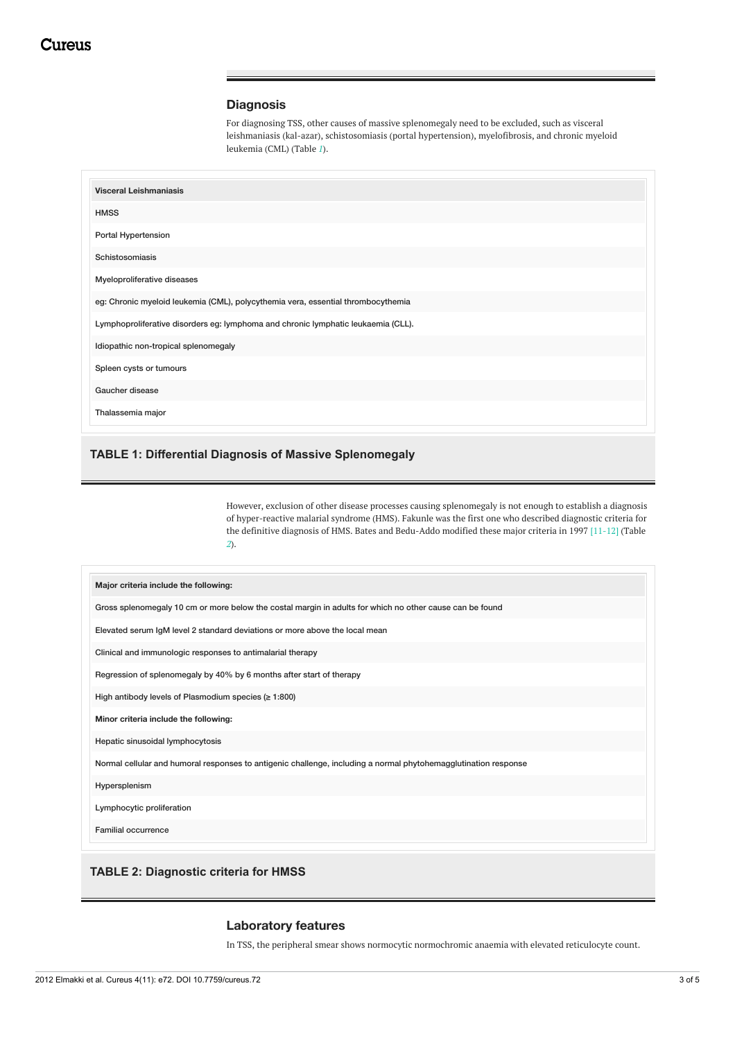## Diagnosis

For diagnosing TSS, other causes of massive splenomegaly need to be excluded, such as visceral leishmaniasis (kal-azar), schistosomiasis (portal hypertension), myelofibrosis, and chronic myeloid leukemia (CML) (Table 1).

| Visceral Leishmaniasis |
|---|
| HMSS |
| Portal Hypertension |
| Schistosomiasis |
| Myeloproliferative diseases |
| eg: Chronic myeloid leukemia (CML), polycythemia vera, essential thrombocythemia |
| Lymphoproliferative disorders eg: lymphoma and chronic lymphatic leukaemia (CLL). |
| Idiopathic non-tropical splenomegaly |
| Spleen cysts or tumours |
| Gaucher disease |
| Thalassemia major |

**TABLE 1: Differential Diagnosis of Massive Splenomegaly**

However, exclusion of other disease processes causing splenomegaly is not enough to establish a diagnosis of hyper-reactive malarial syndrome (HMS). Fakunle was the first one who described diagnostic criteria for the definitive diagnosis of HMS. Bates and Bedu-Addo modified these major criteria in 1997 [11-12] (Table 2).

| Major criteria include the following: |
|---|
| Gross splenomegaly 10 cm or more below the costal margin in adults for which no other cause can be found |
| Elevated serum IgM level 2 standard deviations or more above the local mean |
| Clinical and immunologic responses to antimalarial therapy |
| Regression of splenomegaly by 40% by 6 months after start of therapy |
| High antibody levels of Plasmodium species (≥ 1:800) |
| **Minor criteria include the following:** |
| Hepatic sinusoidal lymphocytosis |
| Normal cellular and humoral responses to antigenic challenge, including a normal phytohemagglutination response |
| Hypersplenism |
| Lymphocytic proliferation |
| Familial occurrence |

**TABLE 2: Diagnostic criteria for HMSS**

## Laboratory features

In TSS, the peripheral smear shows normocytic normochromic anaemia with elevated reticulocyte count.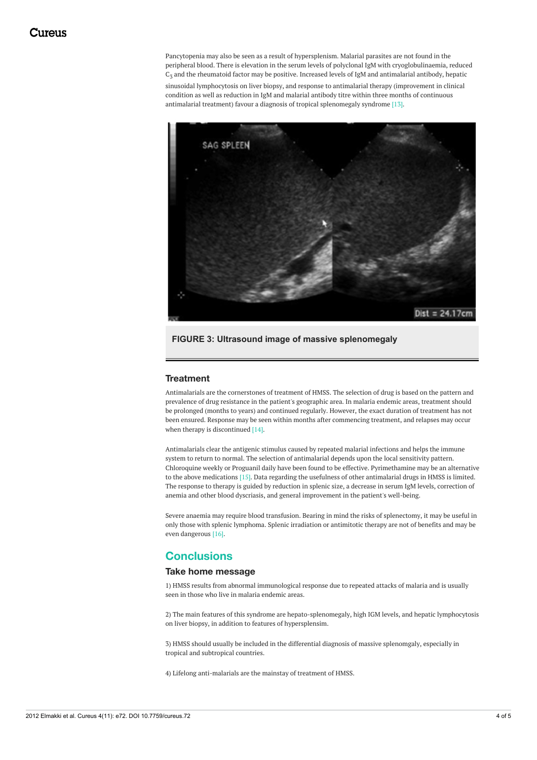Pancytopenia may also be seen as a result of hypersplenism. Malarial parasites are not found in the peripheral blood. There is elevation in the serum levels of polyclonal IgM with cryoglobulinaemia, reduced $C_3$ and the rheumatoid factor may be positive. Increased levels of IgM and antimalarial antibody, hepatic sinusoidal lymphocytosis on liver biopsy, and response to antimalarial therapy (improvement in clinical condition as well as reduction in IgM and malarial antibody titre within three months of continuous antimalarial treatment) favour a diagnosis of tropical splenomegaly syndrome [13].

SAG SPLEEN

Dist = 24.17cm

**FIGURE 3: Ultrasound image of massive splenomegaly**

### Treatment

Antimalarials are the cornerstones of treatment of HMSS. The selection of drug is based on the pattern and prevalence of drug resistance in the patient's geographic area. In malaria endemic areas, treatment should be prolonged (months to years) and continued regularly. However, the exact duration of treatment has not been ensured. Response may be seen within months after commencing treatment, and relapses may occur when therapy is discontinued [14].

Antimalarials clear the antigenic stimulus caused by repeated malarial infections and helps the immune system to return to normal. The selection of antimalarial depends upon the local sensitivity pattern. Chloroquine weekly or Proguanil daily have been found to be effective. Pyrimethamine may be an alternative to the above medications [15]. Data regarding the usefulness of other antimalarial drugs in HMSS is limited. The response to therapy is guided by reduction in splenic size, a decrease in serum IgM levels, correction of anemia and other blood dyscriasis, and general improvement in the patient's well-being.

Severe anaemia may require blood transfusion. Bearing in mind the risks of splenectomy, it may be useful in only those with splenic lymphoma. Splenic irradiation or antimitotic therapy are not of benefits and may be even dangerous [16].

## Conclusions

### Take home message

1) HMSS results from abnormal immunological response due to repeated attacks of malaria and is usually seen in those who live in malaria endemic areas.

2) The main features of this syndrome are hepato-splenomegaly, high IGM levels, and hepatic lymphocytosis on liver biopsy, in addition to features of hyperspleni sm.

3) HMSS should usually be included in the differential diagnosis of massive splenomgaly, especially in tropical and subtropical countries.

4) Lifelong anti-malarials are the mainstay of treatment of HMSS.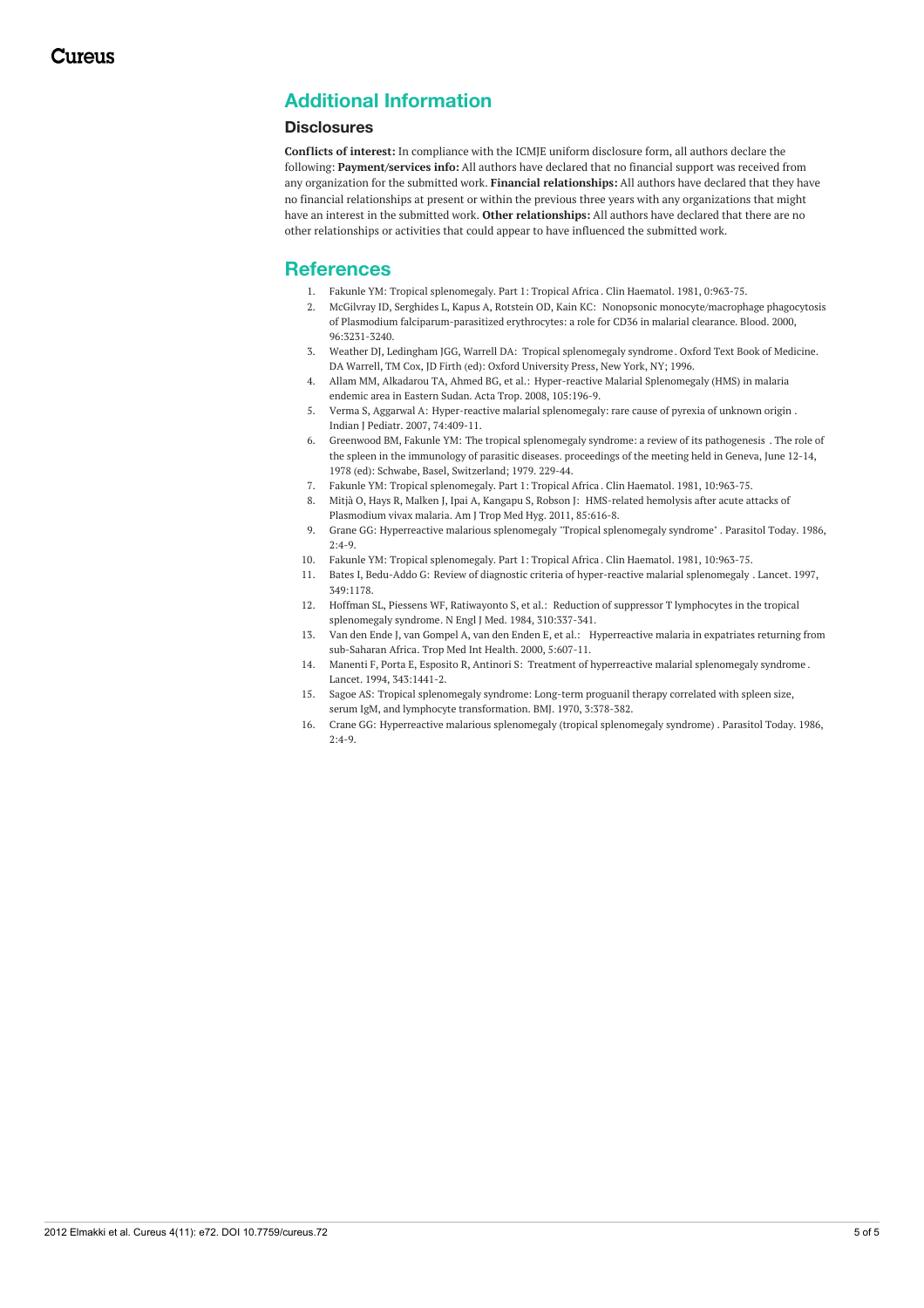## Additional Information

### Disclosures

**Conflicts of interest:** In compliance with the ICMJE uniform disclosure form, all authors declare the following: **Payment/services info:** All authors have declared that no financial support was received from any organization for the submitted work. **Financial relationships:** All authors have declared that they have no financial relationships at present or within the previous three years with any organizations that might have an interest in the submitted work. **Other relationships:** All authors have declared that there are no other relationships or activities that could appear to have influenced the submitted work.

## References

1. Fakunle YM: Tropical splenomegaly. Part 1: Tropical Africa . Clin Haematol. 1981, 0:963-75.
2. McGilvray ID, Serghides L, Kapus A, Rotstein OD, Kain KC: Nonopsonic monocyte/macrophage phagocytosis of Plasmodium falciparum-parasitized erythrocytes: a role for CD36 in malarial clearance. Blood. 2000, 96:3231-3240.
3. Weather DJ, Ledingham JGG, Warrell DA: Tropical splenomegaly syndrome . Oxford Text Book of Medicine. DA Warrell, TM Cox, JD Firth (ed): Oxford University Press, New York, NY; 1996.
4. Allam MM, Alkadarou TA, Ahmed BG, et al.: Hyper-reactive Malarial Splenomegaly (HMS) in malaria endemic area in Eastern Sudan. Acta Trop. 2008, 105:196-9.
5. Verma S, Aggarwal A: Hyper-reactive malarial splenomegaly: rare cause of pyrexia of unknown origin . Indian J Pediatr. 2007, 74:409-11.
6. Greenwood BM, Fakunle YM: The tropical splenomegaly syndrome: a review of its pathogenesis . The role of the spleen in the immunology of parasitic diseases. proceedings of the meeting held in Geneva, June 12-14, 1978 (ed): Schwabe, Basel, Switzerland; 1979. 229-44.
7. Fakunle YM: Tropical splenomegaly. Part 1: Tropical Africa . Clin Haematol. 1981, 10:963-75.
8. Mitjà O, Hays R, Malken J, Ipai A, Kangapu S, Robson J: HMS-related hemolysis after acute attacks of Plasmodium vivax malaria. Am J Trop Med Hyg. 2011, 85:616-8.
9. Grane GG: Hyperreactive malarious splenomegaly "Tropical splenomegaly syndrome" . Parasitol Today. 1986, 2:4-9.
10. Fakunle YM: Tropical splenomegaly. Part 1: Tropical Africa . Clin Haematol. 1981, 10:963-75.
11. Bates I, Bedu-Addo G: Review of diagnostic criteria of hyper-reactive malarial splenomegaly . Lancet. 1997, 349:1178.
12. Hoffman SL, Piessens WF, Ratiwayonto S, et al.: Reduction of suppressor T lymphocytes in the tropical splenomegaly syndrome. N Engl J Med. 1984, 310:337-341.
13. Van den Ende J, van Gompel A, van den Enden E, et al.: Hyperreactive malaria in expatriates returning from sub-Saharan Africa. Trop Med Int Health. 2000, 5:607-11.
14. Manenti F, Porta E, Esposito R, Antinori S: Treatment of hyperreactive malarial splenomegaly syndrome . Lancet. 1994, 343:1441-2.
15. Sagoe AS: Tropical splenomegaly syndrome: Long-term proguanil therapy correlated with spleen size, serum IgM, and lymphocyte transformation. BMJ. 1970, 3:378-382.
16. Crane GG: Hyperreactive malarious splenomegaly (tropical splenomegaly syndrome) . Parasitol Today. 1986, 2:4-9.